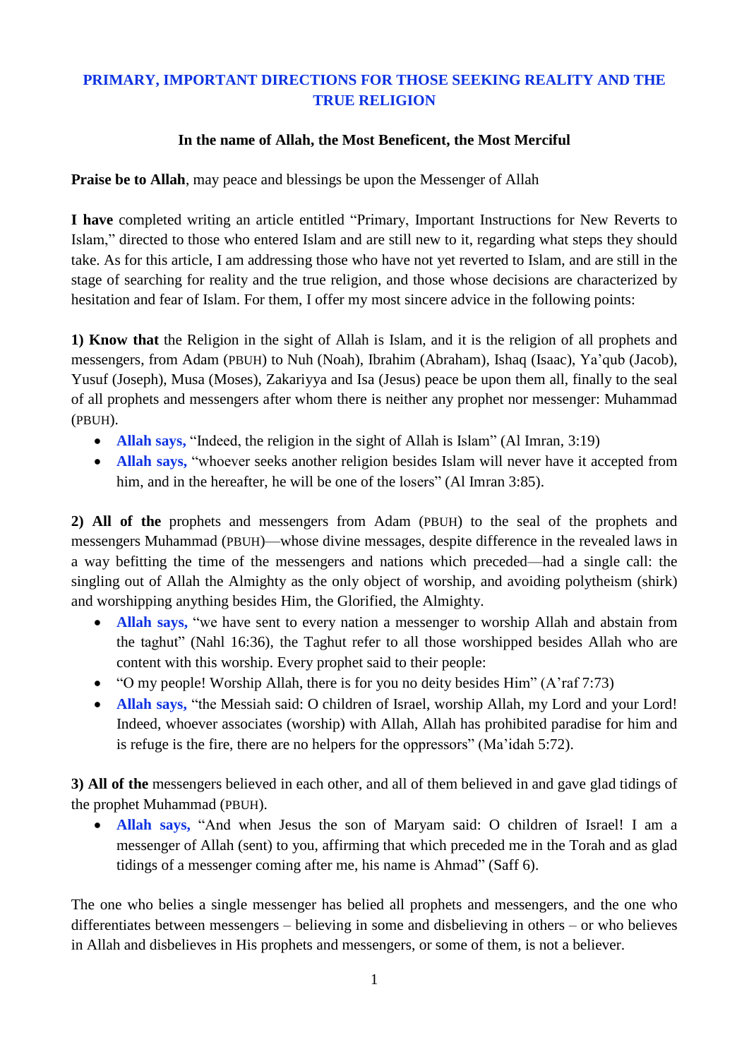## PRIMARY, IMPORTANT DIRECTIONS FOR THOSE SEEKING REALITY AND THE TRUE RELIGION

**In the name of Allah, the Most Beneficent, the Most Merciful**

**Praise be to Allah**, may peace and blessings be upon the Messenger of Allah

**I have** completed writing an article entitled "Primary, Important Instructions for New Reverts to Islam," directed to those who entered Islam and are still new to it, regarding what steps they should take. As for this article, I am addressing those who have not yet reverted to Islam, and are still in the stage of searching for reality and the true religion, and those whose decisions are characterized by hesitation and fear of Islam. For them, I offer my most sincere advice in the following points:

**1) Know that** the Religion in the sight of Allah is Islam, and it is the religion of all prophets and messengers, from Adam (PBUH) to Nuh (Noah), Ibrahim (Abraham), Ishaq (Isaac), Ya'qub (Jacob), Yusuf (Joseph), Musa (Moses), Zakariyya and Isa (Jesus) peace be upon them all, finally to the seal of all prophets and messengers after whom there is neither any prophet nor messenger: Muhammad (PBUH).

- **Allah says,** "Indeed, the religion in the sight of Allah is Islam" (Al Imran, 3:19)
- **Allah says,** "whoever seeks another religion besides Islam will never have it accepted from him, and in the hereafter, he will be one of the losers" (Al Imran 3:85).

**2) All of the** prophets and messengers from Adam (PBUH) to the seal of the prophets and messengers Muhammad (PBUH)—whose divine messages, despite difference in the revealed laws in a way befitting the time of the messengers and nations which preceded—had a single call: the singling out of Allah the Almighty as the only object of worship, and avoiding polytheism (shirk) and worshipping anything besides Him, the Glorified, the Almighty.

- **Allah says,** "we have sent to every nation a messenger to worship Allah and abstain from the taghut" (Nahl 16:36), the Taghut refer to all those worshipped besides Allah who are content with this worship. Every prophet said to their people:
- "O my people! Worship Allah, there is for you no deity besides Him" (A'raf 7:73)
- **Allah says,** "the Messiah said: O children of Israel, worship Allah, my Lord and your Lord! Indeed, whoever associates (worship) with Allah, Allah has prohibited paradise for him and is refuge is the fire, there are no helpers for the oppressors" (Ma'idah 5:72).

**3) All of the** messengers believed in each other, and all of them believed in and gave glad tidings of the prophet Muhammad (PBUH).

- **Allah says,** "And when Jesus the son of Maryam said: O children of Israel! I am a messenger of Allah (sent) to you, affirming that which preceded me in the Torah and as glad tidings of a messenger coming after me, his name is Ahmad" (Saff 6).

The one who belies a single messenger has belied all prophets and messengers, and the one who differentiates between messengers – believing in some and disbelieving in others – or who believes in Allah and disbelieves in His prophets and messengers, or some of them, is not a believer.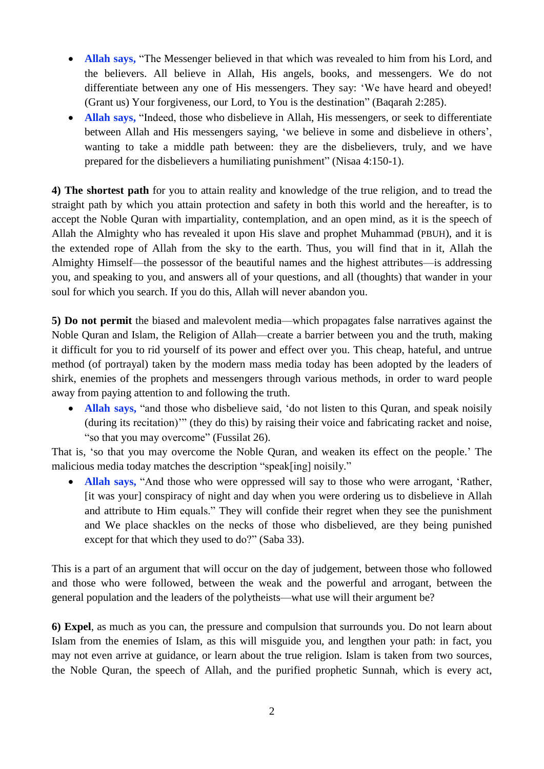- **Allah says,** “The Messenger believed in that which was revealed to him from his Lord, and the believers. All believe in Allah, His angels, books, and messengers. We do not differentiate between any one of His messengers. They say: ‘We have heard and obeyed! (Grant us) Your forgiveness, our Lord, to You is the destination” (Baqarah 2:285).
- **Allah says,** “Indeed, those who disbelieve in Allah, His messengers, or seek to differentiate between Allah and His messengers saying, ‘we believe in some and disbelieve in others’, wanting to take a middle path between: they are the disbelievers, truly, and we have prepared for the disbelievers a humiliating punishment” (Nisaa 4:150-1).

**4) The shortest path** for you to attain reality and knowledge of the true religion, and to tread the straight path by which you attain protection and safety in both this world and the hereafter, is to accept the Noble Quran with impartiality, contemplation, and an open mind, as it is the speech of Allah the Almighty who has revealed it upon His slave and prophet Muhammad (PBUH), and it is the extended rope of Allah from the sky to the earth. Thus, you will find that in it, Allah the Almighty Himself—the possessor of the beautiful names and the highest attributes—is addressing you, and speaking to you, and answers all of your questions, and all (thoughts) that wander in your soul for which you search. If you do this, Allah will never abandon you.

**5) Do not permit** the biased and malevolent media—which propagates false narratives against the Noble Quran and Islam, the Religion of Allah—create a barrier between you and the truth, making it difficult for you to rid yourself of its power and effect over you. This cheap, hateful, and untrue method (of portrayal) taken by the modern mass media today has been adopted by the leaders of shirk, enemies of the prophets and messengers through various methods, in order to ward people away from paying attention to and following the truth.

- **Allah says,** “and those who disbelieve said, ‘do not listen to this Quran, and speak noisily (during its recitation)’” (they do this) by raising their voice and fabricating racket and noise, “so that you may overcome” (Fussilat 26).

That is, ‘so that you may overcome the Noble Quran, and weaken its effect on the people.’ The malicious media today matches the description “speak[ing] noisily.”

- **Allah says,** “And those who were oppressed will say to those who were arrogant, ‘Rather, [it was your] conspiracy of night and day when you were ordering us to disbelieve in Allah and attribute to Him equals.” They will confide their regret when they see the punishment and We place shackles on the necks of those who disbelieved, are they being punished except for that which they used to do?” (Saba 33).

This is a part of an argument that will occur on the day of judgement, between those who followed and those who were followed, between the weak and the powerful and arrogant, between the general population and the leaders of the polytheists—what use will their argument be?

**6) Expel**, as much as you can, the pressure and compulsion that surrounds you. Do not learn about Islam from the enemies of Islam, as this will misguide you, and lengthen your path: in fact, you may not even arrive at guidance, or learn about the true religion. Islam is taken from two sources, the Noble Quran, the speech of Allah, and the purified prophetic Sunnah, which is every act,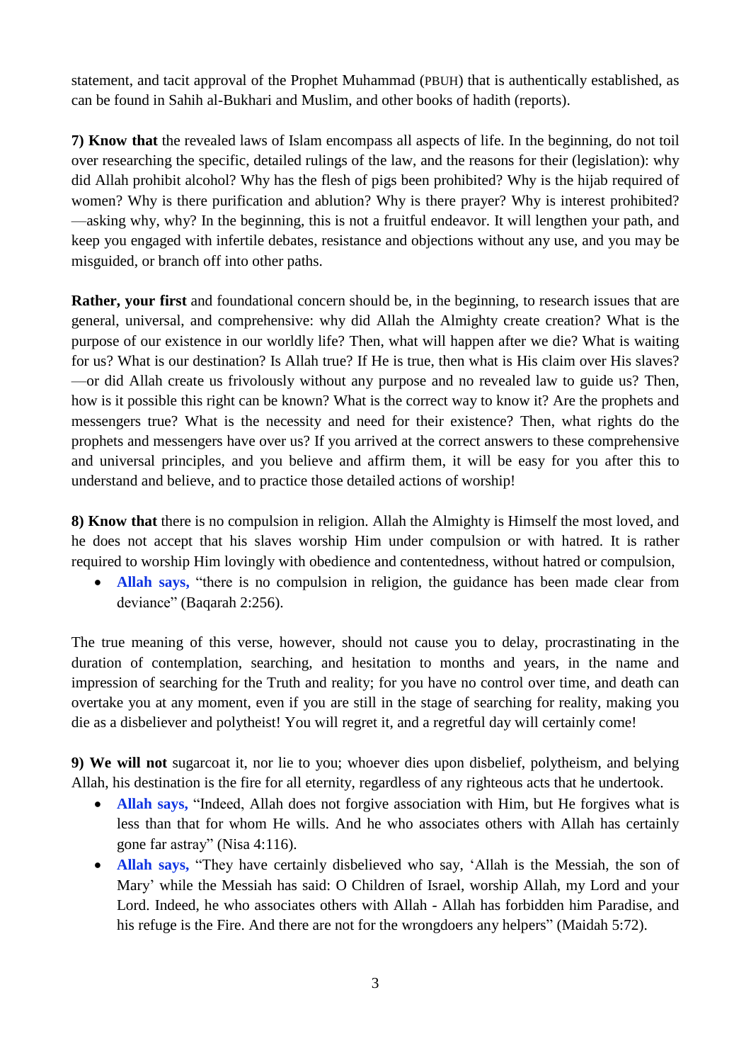statement, and tacit approval of the Prophet Muhammad (PBUH) that is authentically established, as can be found in Sahih al-Bukhari and Muslim, and other books of hadith (reports).

**7) Know that** the revealed laws of Islam encompass all aspects of life. In the beginning, do not toil over researching the specific, detailed rulings of the law, and the reasons for their (legislation): why did Allah prohibit alcohol? Why has the flesh of pigs been prohibited? Why is the hijab required of women? Why is there purification and ablution? Why is there prayer? Why is interest prohibited? —asking why, why? In the beginning, this is not a fruitful endeavor. It will lengthen your path, and keep you engaged with infertile debates, resistance and objections without any use, and you may be misguided, or branch off into other paths.

**Rather, your first** and foundational concern should be, in the beginning, to research issues that are general, universal, and comprehensive: why did Allah the Almighty create creation? What is the purpose of our existence in our worldly life? Then, what will happen after we die? What is waiting for us? What is our destination? Is Allah true? If He is true, then what is His claim over His slaves? —or did Allah create us frivolously without any purpose and no revealed law to guide us? Then, how is it possible this right can be known? What is the correct way to know it? Are the prophets and messengers true? What is the necessity and need for their existence? Then, what rights do the prophets and messengers have over us? If you arrived at the correct answers to these comprehensive and universal principles, and you believe and affirm them, it will be easy for you after this to understand and believe, and to practice those detailed actions of worship!

**8) Know that** there is no compulsion in religion. Allah the Almighty is Himself the most loved, and he does not accept that his slaves worship Him under compulsion or with hatred. It is rather required to worship Him lovingly with obedience and contentedness, without hatred or compulsion,

- **Allah says,** "there is no compulsion in religion, the guidance has been made clear from deviance" (Baqarah 2:256).

The true meaning of this verse, however, should not cause you to delay, procrastinating in the duration of contemplation, searching, and hesitation to months and years, in the name and impression of searching for the Truth and reality; for you have no control over time, and death can overtake you at any moment, even if you are still in the stage of searching for reality, making you die as a disbeliever and polytheist! You will regret it, and a regretful day will certainly come!

**9) We will not** sugarcoat it, nor lie to you; whoever dies upon disbelief, polytheism, and belying Allah, his destination is the fire for all eternity, regardless of any righteous acts that he undertook.

- **Allah says,** "Indeed, Allah does not forgive association with Him, but He forgives what is less than that for whom He wills. And he who associates others with Allah has certainly gone far astray" (Nisa 4:116).
- **Allah says,** "They have certainly disbelieved who say, 'Allah is the Messiah, the son of Mary' while the Messiah has said: O Children of Israel, worship Allah, my Lord and your Lord. Indeed, he who associates others with Allah - Allah has forbidden him Paradise, and his refuge is the Fire. And there are not for the wrongdoers any helpers" (Maidah 5:72).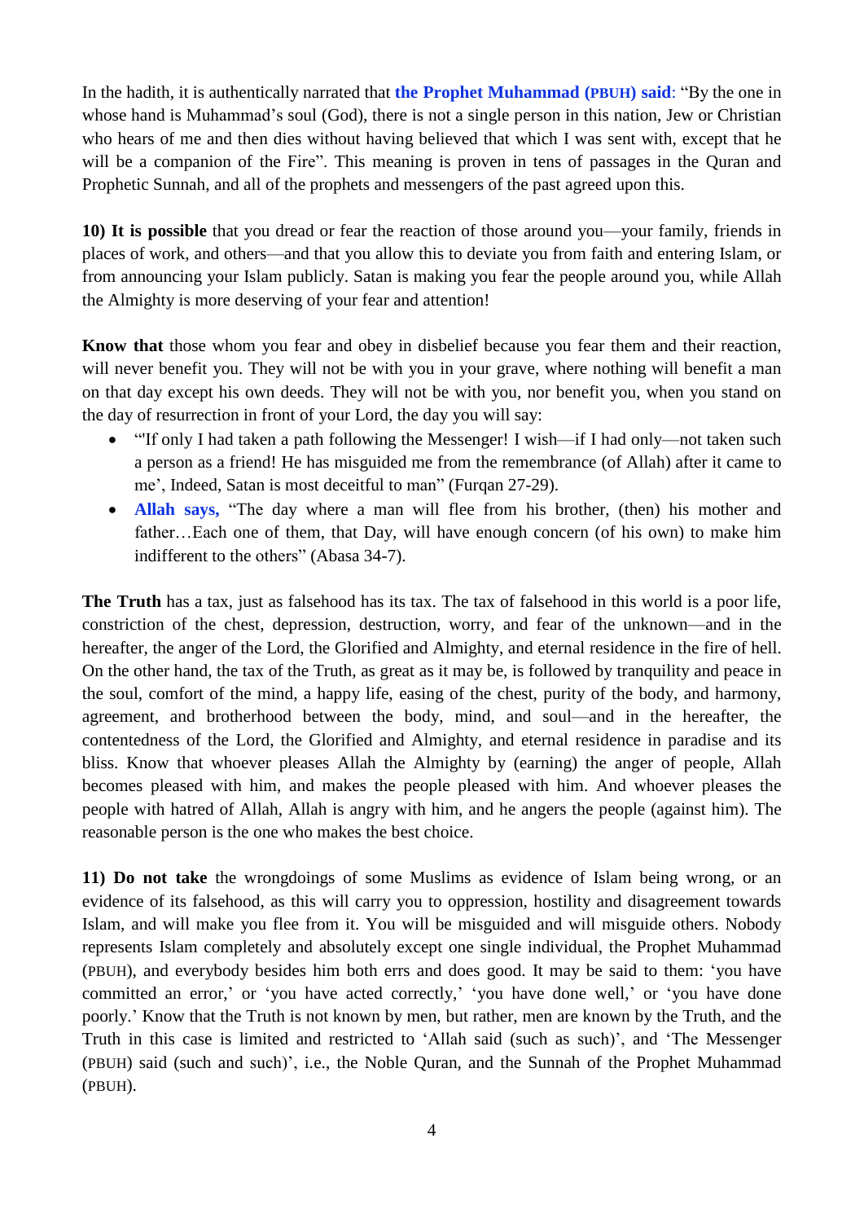In the hadith, it is authentically narrated that **the Prophet Muhammad (PBUH) said**: "By the one in whose hand is Muhammad's soul (God), there is not a single person in this nation, Jew or Christian who hears of me and then dies without having believed that which I was sent with, except that he will be a companion of the Fire". This meaning is proven in tens of passages in the Quran and Prophetic Sunnah, and all of the prophets and messengers of the past agreed upon this.

**10) It is possible** that you dread or fear the reaction of those around you—your family, friends in places of work, and others—and that you allow this to deviate you from faith and entering Islam, or from announcing your Islam publicly. Satan is making you fear the people around you, while Allah the Almighty is more deserving of your fear and attention!

**Know that** those whom you fear and obey in disbelief because you fear them and their reaction, will never benefit you. They will not be with you in your grave, where nothing will benefit a man on that day except his own deeds. They will not be with you, nor benefit you, when you stand on the day of resurrection in front of your Lord, the day you will say:

- "'If only I had taken a path following the Messenger! I wish—if I had only—not taken such a person as a friend! He has misguided me from the remembrance (of Allah) after it came to me', Indeed, Satan is most deceitful to man" (Furqan 27-29).
- **Allah says,** "The day where a man will flee from his brother, (then) his mother and father…Each one of them, that Day, will have enough concern (of his own) to make him indifferent to the others" (Abasa 34-7).

**The Truth** has a tax, just as falsehood has its tax. The tax of falsehood in this world is a poor life, constriction of the chest, depression, destruction, worry, and fear of the unknown—and in the hereafter, the anger of the Lord, the Glorified and Almighty, and eternal residence in the fire of hell. On the other hand, the tax of the Truth, as great as it may be, is followed by tranquility and peace in the soul, comfort of the mind, a happy life, easing of the chest, purity of the body, and harmony, agreement, and brotherhood between the body, mind, and soul—and in the hereafter, the contentedness of the Lord, the Glorified and Almighty, and eternal residence in paradise and its bliss. Know that whoever pleases Allah the Almighty by (earning) the anger of people, Allah becomes pleased with him, and makes the people pleased with him. And whoever pleases the people with hatred of Allah, Allah is angry with him, and he angers the people (against him). The reasonable person is the one who makes the best choice.

**11) Do not take** the wrongdoings of some Muslims as evidence of Islam being wrong, or an evidence of its falsehood, as this will carry you to oppression, hostility and disagreement towards Islam, and will make you flee from it. You will be misguided and will misguide others. Nobody represents Islam completely and absolutely except one single individual, the Prophet Muhammad (PBUH), and everybody besides him both errs and does good. It may be said to them: 'you have committed an error,' or 'you have acted correctly,' 'you have done well,' or 'you have done poorly.' Know that the Truth is not known by men, but rather, men are known by the Truth, and the Truth in this case is limited and restricted to 'Allah said (such as such)', and 'The Messenger (PBUH) said (such and such)', i.e., the Noble Quran, and the Sunnah of the Prophet Muhammad (PBUH).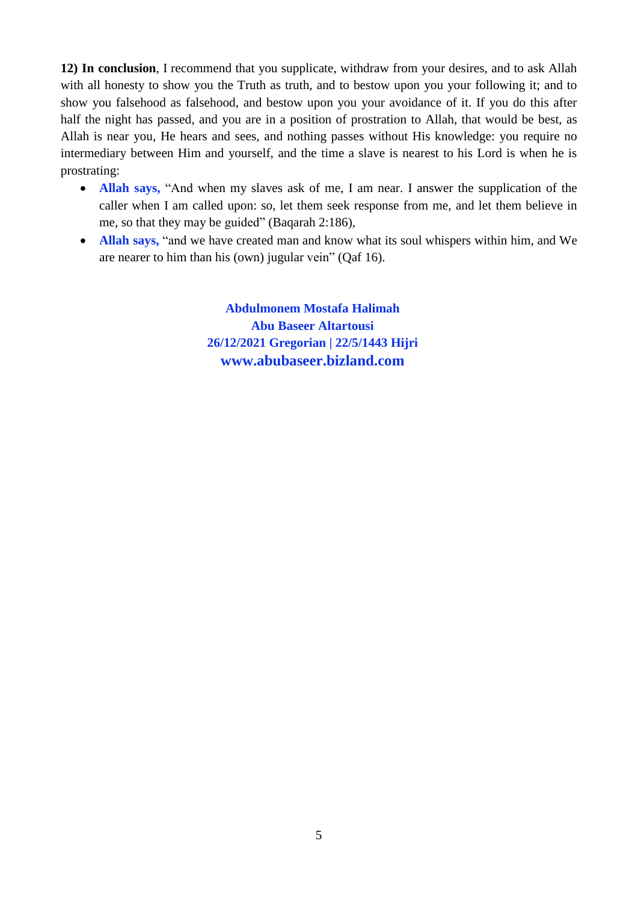**12) In conclusion**, I recommend that you supplicate, withdraw from your desires, and to ask Allah with all honesty to show you the Truth as truth, and to bestow upon you your following it; and to show you falsehood as falsehood, and bestow upon you your avoidance of it. If you do this after half the night has passed, and you are in a position of prostration to Allah, that would be best, as Allah is near you, He hears and sees, and nothing passes without His knowledge: you require no intermediary between Him and yourself, and the time a slave is nearest to his Lord is when he is prostrating:

- **Allah says,** "And when my slaves ask of me, I am near. I answer the supplication of the caller when I am called upon: so, let them seek response from me, and let them believe in me, so that they may be guided" (Baqarah 2:186),
- **Allah says,** "and we have created man and know what its soul whispers within him, and We are nearer to him than his (own) jugular vein" (Qaf 16).

**Abdulmonem Mostafa Halimah**
**Abu Baseer Altartousi**
**26/12/2021 Gregorian | 22/5/1443 Hijri**
**www.abubaseer.bizland.com**